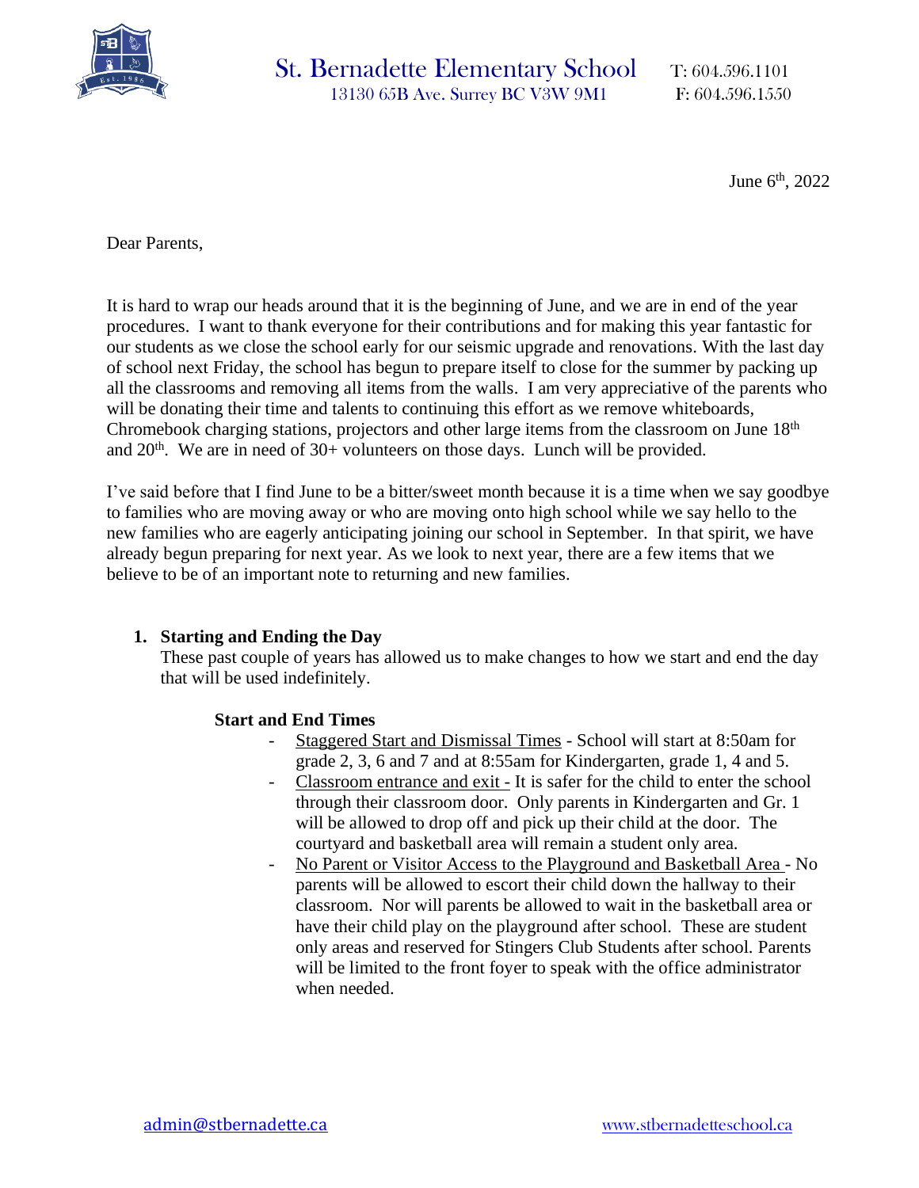# St. Bernadette Elementary School

13130 65B Ave. Surrey BC V3W 9M1

T: 604.596.1101
F: 604.596.1550

June 6th, 2022

Dear Parents,

It is hard to wrap our heads around that it is the beginning of June, and we are in end of the year procedures. I want to thank everyone for their contributions and for making this year fantastic for our students as we close the school early for our seismic upgrade and renovations. With the last day of school next Friday, the school has begun to prepare itself to close for the summer by packing up all the classrooms and removing all items from the walls. I am very appreciative of the parents who will be donating their time and talents to continuing this effort as we remove whiteboards, Chromebook charging stations, projectors and other large items from the classroom on June 18th and 20th. We are in need of 30+ volunteers on those days. Lunch will be provided.

I've said before that I find June to be a bitter/sweet month because it is a time when we say goodbye to families who are moving away or who are moving onto high school while we say hello to the new families who are eagerly anticipating joining our school in September. In that spirit, we have already begun preparing for next year. As we look to next year, there are a few items that we believe to be of an important note to returning and new families.

1. **Starting and Ending the Day**

   These past couple of years has allowed us to make changes to how we start and end the day that will be used indefinitely.

   **Start and End Times**

   - Staggered Start and Dismissal Times - School will start at 8:50am for grade 2, 3, 6 and 7 and at 8:55am for Kindergarten, grade 1, 4 and 5.
   - Classroom entrance and exit - It is safer for the child to enter the school through their classroom door. Only parents in Kindergarten and Gr. 1 will be allowed to drop off and pick up their child at the door. The courtyard and basketball area will remain a student only area.
   - No Parent or Visitor Access to the Playground and Basketball Area - No parents will be allowed to escort their child down the hallway to their classroom. Nor will parents be allowed to wait in the basketball area or have their child play on the playground after school. These are student only areas and reserved for Stingers Club Students after school. Parents will be limited to the front foyer to speak with the office administrator when needed.

admin@stbernadette.ca www.stbernadetteschool.ca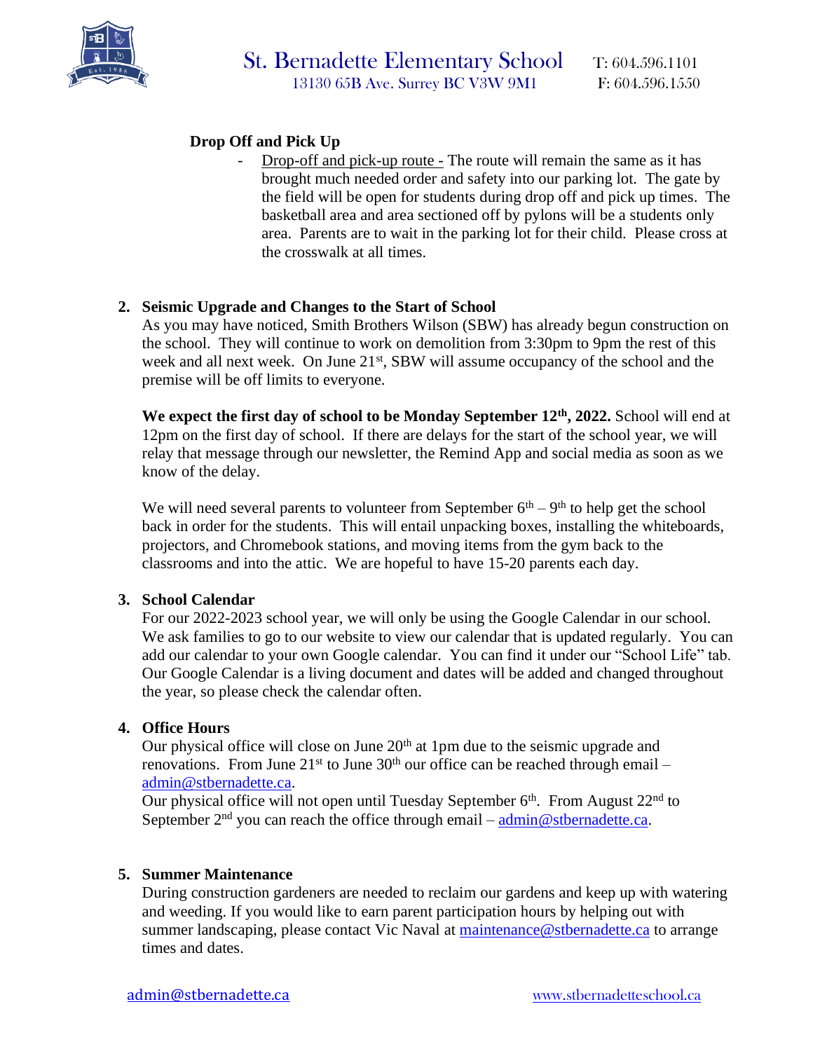**Drop Off and Pick Up**

- Drop-off and pick-up route - The route will remain the same as it has brought much needed order and safety into our parking lot. The gate by the field will be open for students during drop off and pick up times. The basketball area and area sectioned off by pylons will be a students only area. Parents are to wait in the parking lot for their child. Please cross at the crosswalk at all times.

2. **Seismic Upgrade and Changes to the Start of School**

   As you may have noticed, Smith Brothers Wilson (SBW) has already begun construction on the school. They will continue to work on demolition from 3:30pm to 9pm the rest of this week and all next week. On June 21st, SBW will assume occupancy of the school and the premise will be off limits to everyone.

   **We expect the first day of school to be Monday September 12th, 2022.** School will end at 12pm on the first day of school. If there are delays for the start of the school year, we will relay that message through our newsletter, the Remind App and social media as soon as we know of the delay.

   We will need several parents to volunteer from September 6th – 9th to help get the school back in order for the students. This will entail unpacking boxes, installing the whiteboards, projectors, and Chromebook stations, and moving items from the gym back to the classrooms and into the attic. We are hopeful to have 15-20 parents each day.

3. **School Calendar**

   For our 2022-2023 school year, we will only be using the Google Calendar in our school. We ask families to go to our website to view our calendar that is updated regularly. You can add our calendar to your own Google calendar. You can find it under our "School Life" tab. Our Google Calendar is a living document and dates will be added and changed throughout the year, so please check the calendar often.

4. **Office Hours**

   Our physical office will close on June 20th at 1pm due to the seismic upgrade and renovations. From June 21st to June 30th our office can be reached through email – admin@stbernadette.ca.

   Our physical office will not open until Tuesday September 6th. From August 22nd to September 2nd you can reach the office through email – admin@stbernadette.ca.

5. **Summer Maintenance**

   During construction gardeners are needed to reclaim our gardens and keep up with watering and weeding. If you would like to earn parent participation hours by helping out with summer landscaping, please contact Vic Naval at maintenance@stbernadette.ca to arrange times and dates.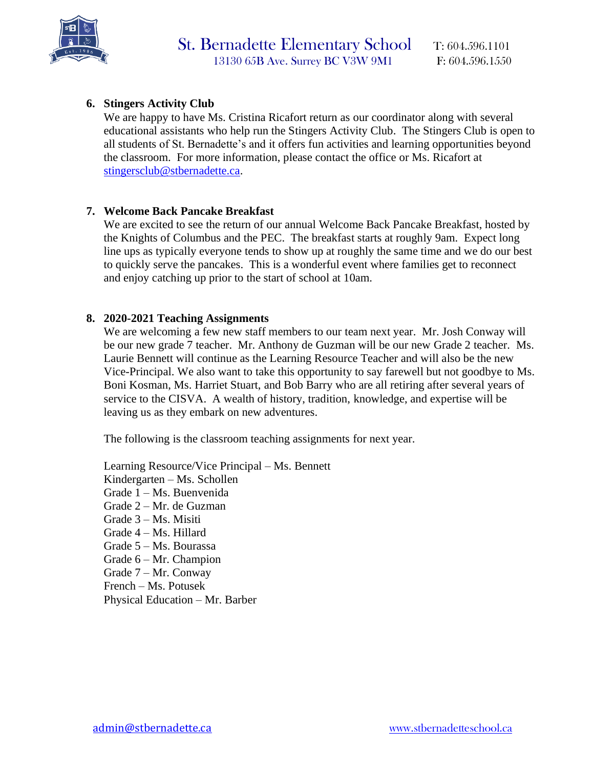**6. Stingers Activity Club**

We are happy to have Ms. Cristina Ricafort return as our coordinator along with several educational assistants who help run the Stingers Activity Club. The Stingers Club is open to all students of St. Bernadette's and it offers fun activities and learning opportunities beyond the classroom. For more information, please contact the office or Ms. Ricafort at stingersclub@stbernadette.ca.

**7. Welcome Back Pancake Breakfast**

We are excited to see the return of our annual Welcome Back Pancake Breakfast, hosted by the Knights of Columbus and the PEC. The breakfast starts at roughly 9am. Expect long line ups as typically everyone tends to show up at roughly the same time and we do our best to quickly serve the pancakes. This is a wonderful event where families get to reconnect and enjoy catching up prior to the start of school at 10am.

**8. 2020-2021 Teaching Assignments**

We are welcoming a few new staff members to our team next year. Mr. Josh Conway will be our new grade 7 teacher. Mr. Anthony de Guzman will be our new Grade 2 teacher. Ms. Laurie Bennett will continue as the Learning Resource Teacher and will also be the new Vice-Principal. We also want to take this opportunity to say farewell but not goodbye to Ms. Boni Kosman, Ms. Harriet Stuart, and Bob Barry who are all retiring after several years of service to the CISVA. A wealth of history, tradition, knowledge, and expertise will be leaving us as they embark on new adventures.

The following is the classroom teaching assignments for next year.

Learning Resource/Vice Principal – Ms. Bennett
Kindergarten – Ms. Schollen
Grade 1 – Ms. Buenvenida
Grade 2 – Mr. de Guzman
Grade 3 – Ms. Misiti
Grade 4 – Ms. Hillard
Grade 5 – Ms. Bourassa
Grade 6 – Mr. Champion
Grade 7 – Mr. Conway
French – Ms. Potusek
Physical Education – Mr. Barber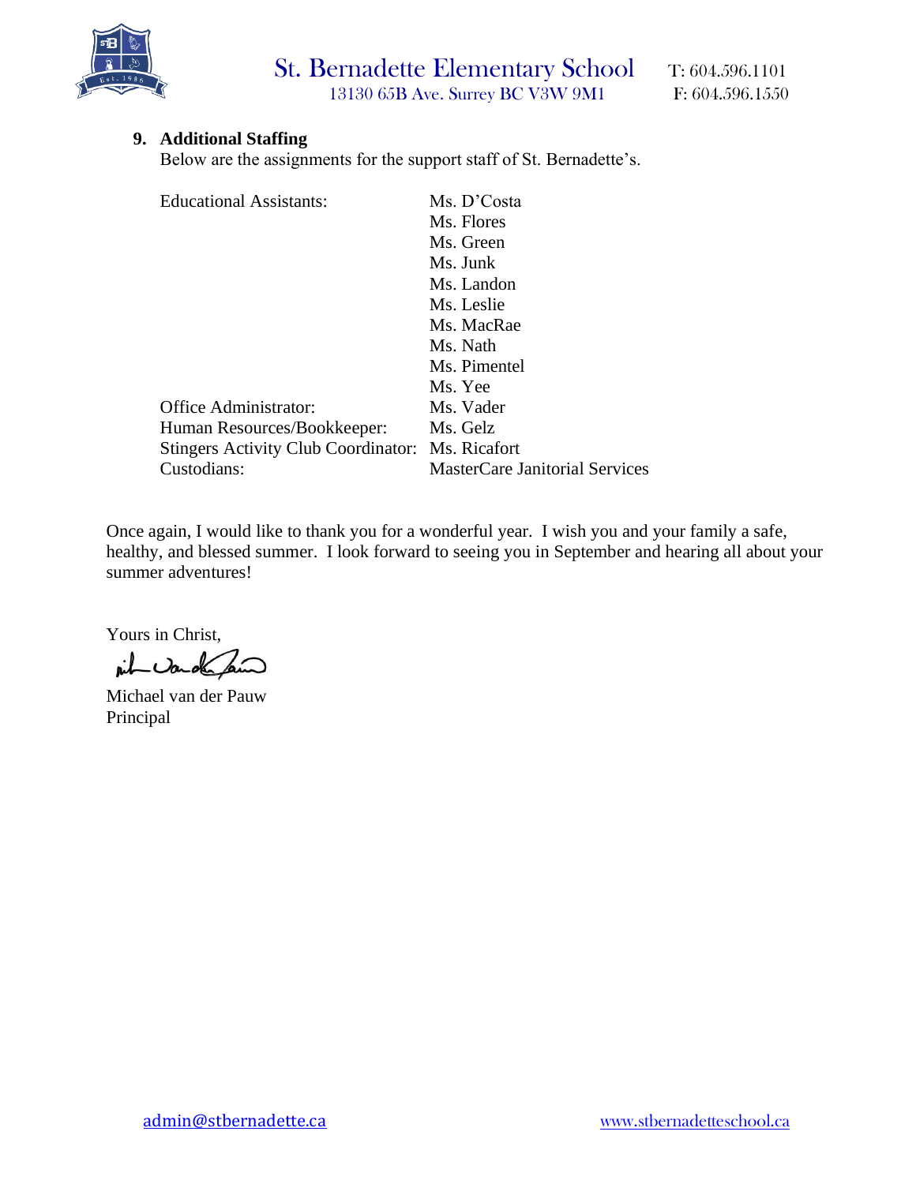**9. Additional Staffing**

Below are the assignments for the support staff of St. Bernadette's.

| | |
|---|---|
| Educational Assistants: | Ms. D'Costa |
| | Ms. Flores |
| | Ms. Green |
| | Ms. Junk |
| | Ms. Landon |
| | Ms. Leslie |
| | Ms. MacRae |
| | Ms. Nath |
| | Ms. Pimentel |
| | Ms. Yee |
| Office Administrator: | Ms. Vader |
| Human Resources/Bookkeeper: | Ms. Gelz |
| Stingers Activity Club Coordinator: | Ms. Ricafort |
| Custodians: | MasterCare Janitorial Services |

Once again, I would like to thank you for a wonderful year. I wish you and your family a safe, healthy, and blessed summer. I look forward to seeing you in September and hearing all about your summer adventures!

Yours in Christ,

Michael van der Pauw
Principal